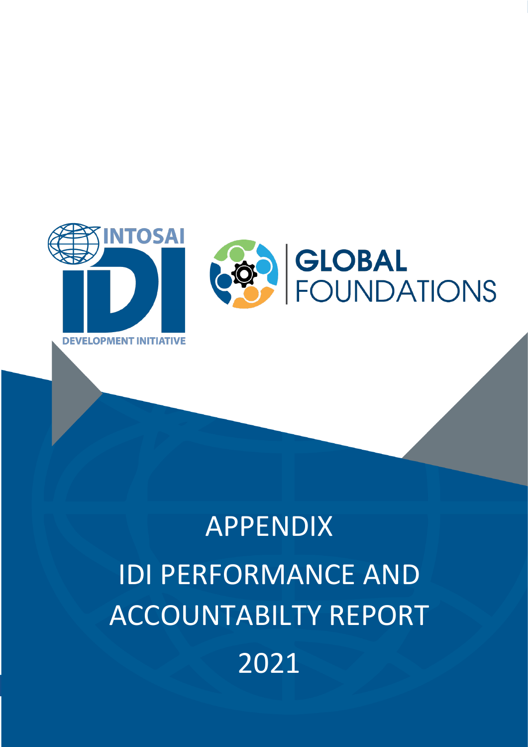INTOSAI

IDI

DEVELOPMENT INITIATIVE

GLOBAL FOUNDATIONS

# APPENDIX

# IDI PERFORMANCE AND ACCOUNTABILTY REPORT

# 2021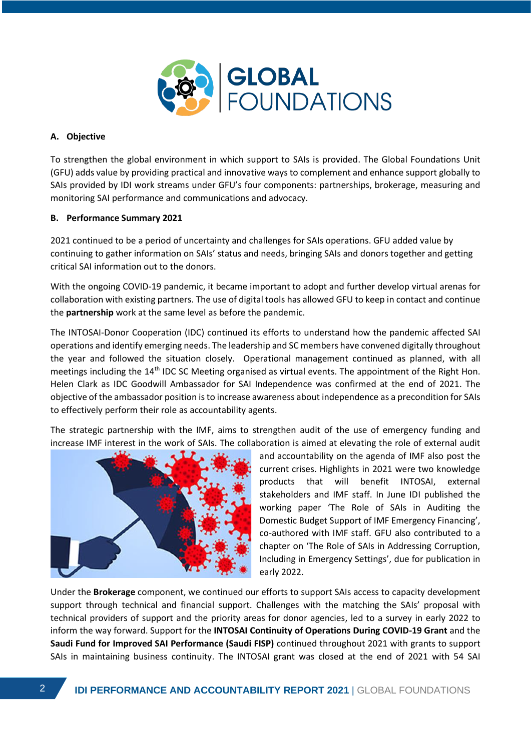# GLOBAL FOUNDATIONS

## A. Objective

To strengthen the global environment in which support to SAIs is provided. The Global Foundations Unit (GFU) adds value by providing practical and innovative ways to complement and enhance support globally to SAIs provided by IDI work streams under GFU's four components: partnerships, brokerage, measuring and monitoring SAI performance and communications and advocacy.

## B. Performance Summary 2021

2021 continued to be a period of uncertainty and challenges for SAIs operations. GFU added value by continuing to gather information on SAIs' status and needs, bringing SAIs and donors together and getting critical SAI information out to the donors.

With the ongoing COVID-19 pandemic, it became important to adopt and further develop virtual arenas for collaboration with existing partners. The use of digital tools has allowed GFU to keep in contact and continue the **partnership** work at the same level as before the pandemic.

The INTOSAI-Donor Cooperation (IDC) continued its efforts to understand how the pandemic affected SAI operations and identify emerging needs. The leadership and SC members have convened digitally throughout the year and followed the situation closely. Operational management continued as planned, with all meetings including the 14th IDC SC Meeting organised as virtual events. The appointment of the Right Hon. Helen Clark as IDC Goodwill Ambassador for SAI Independence was confirmed at the end of 2021. The objective of the ambassador position is to increase awareness about independence as a precondition for SAIs to effectively perform their role as accountability agents.

The strategic partnership with the IMF, aims to strengthen audit of the use of emergency funding and increase IMF interest in the work of SAIs. The collaboration is aimed at elevating the role of external audit and accountability on the agenda of IMF also post the current crises. Highlights in 2021 were two knowledge products that will benefit INTOSAI, external stakeholders and IMF staff. In June IDI published the working paper 'The Role of SAIs in Auditing the Domestic Budget Support of IMF Emergency Financing', co-authored with IMF staff. GFU also contributed to a chapter on 'The Role of SAIs in Addressing Corruption, Including in Emergency Settings', due for publication in early 2022.

Under the **Brokerage** component, we continued our efforts to support SAIs access to capacity development support through technical and financial support. Challenges with the matching the SAIs' proposal with technical providers of support and the priority areas for donor agencies, led to a survey in early 2022 to inform the way forward. Support for the **INTOSAI Continuity of Operations During COVID-19 Grant** and the **Saudi Fund for Improved SAI Performance (Saudi FISP)** continued throughout 2021 with grants to support SAIs in maintaining business continuity. The INTOSAI grant was closed at the end of 2021 with 54 SAI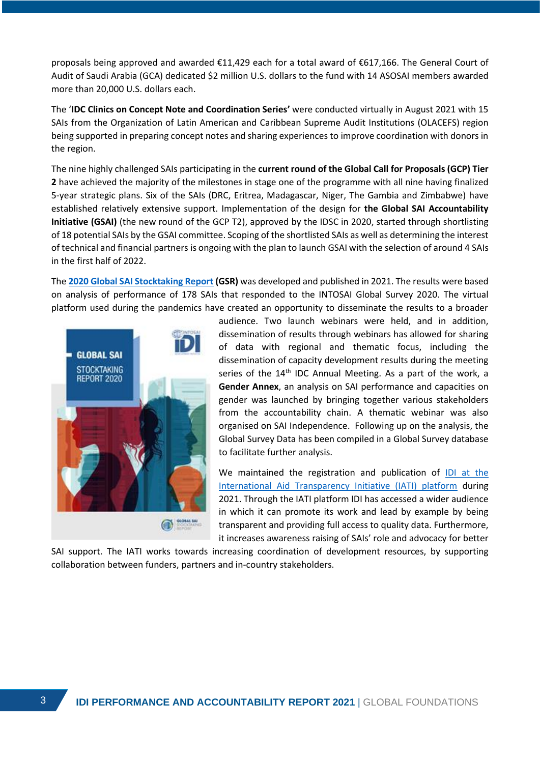proposals being approved and awarded €11,429 each for a total award of €617,166. The General Court of Audit of Saudi Arabia (GCA) dedicated $2 million U.S. dollars to the fund with 14 ASOSAI members awarded more than 20,000 U.S. dollars each.

The '**IDC Clinics on Concept Note and Coordination Series'** were conducted virtually in August 2021 with 15 SAIs from the Organization of Latin American and Caribbean Supreme Audit Institutions (OLACEFS) region being supported in preparing concept notes and sharing experiences to improve coordination with donors in the region.

The nine highly challenged SAIs participating in the **current round of the Global Call for Proposals (GCP) Tier 2** have achieved the majority of the milestones in stage one of the programme with all nine having finalized 5-year strategic plans. Six of the SAIs (DRC, Eritrea, Madagascar, Niger, The Gambia and Zimbabwe) have established relatively extensive support. Implementation of the design for **the Global SAI Accountability Initiative (GSAI)** (the new round of the GCP T2), approved by the IDSC in 2020, started through shortlisting of 18 potential SAIs by the GSAI committee. Scoping of the shortlisted SAIs as well as determining the interest of technical and financial partners is ongoing with the plan to launch GSAI with the selection of around 4 SAIs in the first half of 2022.

The **2020 Global SAI Stocktaking Report (GSR)** was developed and published in 2021. The results were based on analysis of performance of 178 SAIs that responded to the INTOSAI Global Survey 2020. The virtual platform used during the pandemics have created an opportunity to disseminate the results to a broader audience. Two launch webinars were held, and in addition, dissemination of results through webinars has allowed for sharing of data with regional and thematic focus, including the dissemination of capacity development results during the meeting series of the 14th IDC Annual Meeting. As a part of the work, a **Gender Annex**, an analysis on SAI performance and capacities on gender was launched by bringing together various stakeholders from the accountability chain. A thematic webinar was also organised on SAI Independence. Following up on the analysis, the Global Survey Data has been compiled in a Global Survey database to facilitate further analysis.

We maintained the registration and publication of IDI at the International Aid Transparency Initiative (IATI) platform during 2021. Through the IATI platform IDI has accessed a wider audience in which it can promote its work and lead by example by being transparent and providing full access to quality data. Furthermore, it increases awareness raising of SAIs' role and advocacy for better SAI support. The IATI works towards increasing coordination of development resources, by supporting collaboration between funders, partners and in-country stakeholders.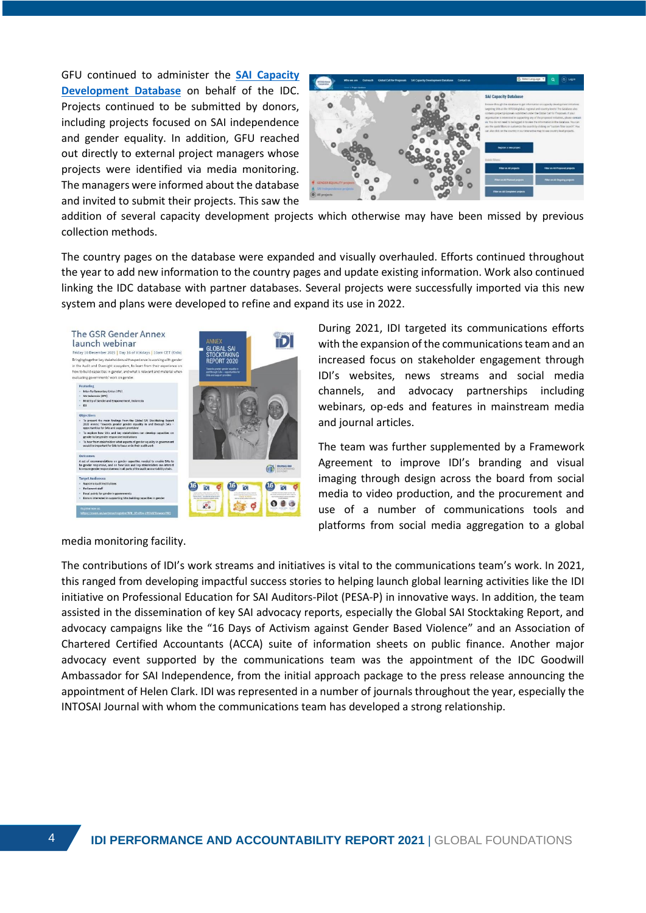GFU continued to administer the [SAI Capacity Development Database] on behalf of the IDC. Projects continued to be submitted by donors, including projects focused on SAI independence and gender equality. In addition, GFU reached out directly to external project managers whose projects were identified via media monitoring. The managers were informed about the database and invited to submit their projects. This saw the addition of several capacity development projects which otherwise may have been missed by previous collection methods.

The country pages on the database were expanded and visually overhauled. Efforts continued throughout the year to add new information to the country pages and update existing information. Work also continued linking the IDC database with partner databases. Several projects were successfully imported via this new system and plans were developed to refine and expand its use in 2022.

During 2021, IDI targeted its communications efforts with the expansion of the communications team and an increased focus on stakeholder engagement through IDI's websites, news streams and social media channels, and advocacy partnerships including webinars, op-eds and features in mainstream media and journal articles.

The team was further supplemented by a Framework Agreement to improve IDI's branding and visual imaging through design across the board from social media to video production, and the procurement and use of a number of communications tools and platforms from social media aggregation to a global media monitoring facility.

The contributions of IDI's work streams and initiatives is vital to the communications team's work. In 2021, this ranged from developing impactful success stories to helping launch global learning activities like the IDI initiative on Professional Education for SAI Auditors-Pilot (PESA-P) in innovative ways. In addition, the team assisted in the dissemination of key SAI advocacy reports, especially the Global SAI Stocktaking Report, and advocacy campaigns like the "16 Days of Activism against Gender Based Violence" and an Association of Chartered Certified Accountants (ACCA) suite of information sheets on public finance. Another major advocacy event supported by the communications team was the appointment of the IDC Goodwill Ambassador for SAI Independence, from the initial approach package to the press release announcing the appointment of Helen Clark. IDI was represented in a number of journals throughout the year, especially the INTOSAI Journal with whom the communications team has developed a strong relationship.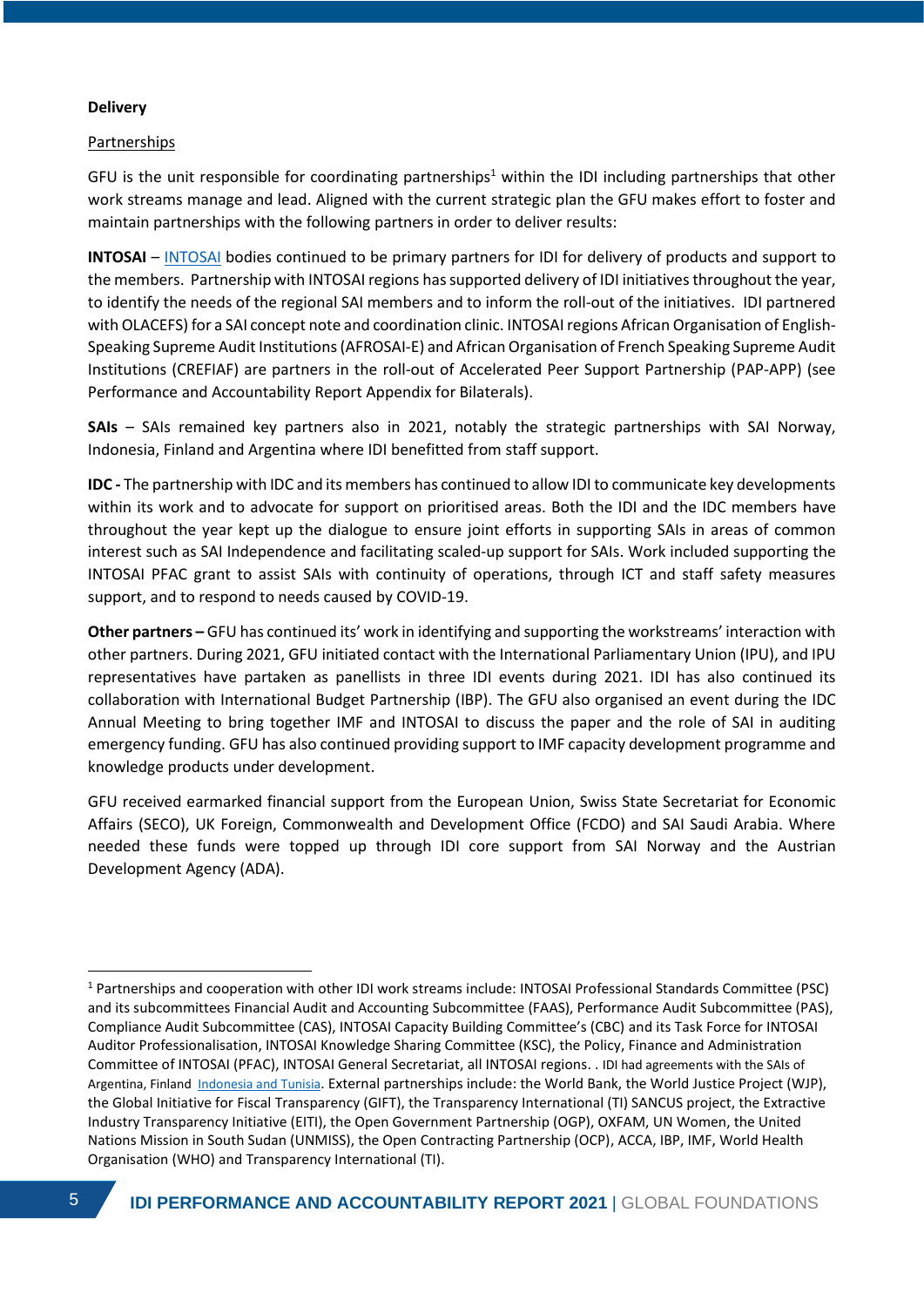**Delivery**

Partnerships

GFU is the unit responsible for coordinating partnerships[1] within the IDI including partnerships that other work streams manage and lead. Aligned with the current strategic plan the GFU makes effort to foster and maintain partnerships with the following partners in order to deliver results:

**INTOSAI** – INTOSAI bodies continued to be primary partners for IDI for delivery of products and support to the members. Partnership with INTOSAI regions has supported delivery of IDI initiatives throughout the year, to identify the needs of the regional SAI members and to inform the roll-out of the initiatives. IDI partnered with OLACEFS) for a SAI concept note and coordination clinic. INTOSAI regions African Organisation of English-Speaking Supreme Audit Institutions (AFROSAI-E) and African Organisation of French Speaking Supreme Audit Institutions (CREFIAF) are partners in the roll-out of Accelerated Peer Support Partnership (PAP-APP) (see Performance and Accountability Report Appendix for Bilaterals).

**SAIs** – SAIs remained key partners also in 2021, notably the strategic partnerships with SAI Norway, Indonesia, Finland and Argentina where IDI benefitted from staff support.

**IDC -** The partnership with IDC and its members has continued to allow IDI to communicate key developments within its work and to advocate for support on prioritised areas. Both the IDI and the IDC members have throughout the year kept up the dialogue to ensure joint efforts in supporting SAIs in areas of common interest such as SAI Independence and facilitating scaled-up support for SAIs. Work included supporting the INTOSAI PFAC grant to assist SAIs with continuity of operations, through ICT and staff safety measures support, and to respond to needs caused by COVID-19.

**Other partners –** GFU has continued its' work in identifying and supporting the workstreams' interaction with other partners. During 2021, GFU initiated contact with the International Parliamentary Union (IPU), and IPU representatives have partaken as panellists in three IDI events during 2021. IDI has also continued its collaboration with International Budget Partnership (IBP). The GFU also organised an event during the IDC Annual Meeting to bring together IMF and INTOSAI to discuss the paper and the role of SAI in auditing emergency funding. GFU has also continued providing support to IMF capacity development programme and knowledge products under development.

GFU received earmarked financial support from the European Union, Swiss State Secretariat for Economic Affairs (SECO), UK Foreign, Commonwealth and Development Office (FCDO) and SAI Saudi Arabia. Where needed these funds were topped up through IDI core support from SAI Norway and the Austrian Development Agency (ADA).

---

[1] Partnerships and cooperation with other IDI work streams include: INTOSAI Professional Standards Committee (PSC) and its subcommittees Financial Audit and Accounting Subcommittee (FAAS), Performance Audit Subcommittee (PAS), Compliance Audit Subcommittee (CAS), INTOSAI Capacity Building Committee's (CBC) and its Task Force for INTOSAI Auditor Professionalisation, INTOSAI Knowledge Sharing Committee (KSC), the Policy, Finance and Administration Committee of INTOSAI (PFAC), INTOSAI General Secretariat, all INTOSAI regions. . IDI had agreements with the SAIs of Argentina, Finland Indonesia and Tunisia. External partnerships include: the World Bank, the World Justice Project (WJP), the Global Initiative for Fiscal Transparency (GIFT), the Transparency International (TI) SANCUS project, the Extractive Industry Transparency Initiative (EITI), the Open Government Partnership (OGP), OXFAM, UN Women, the United Nations Mission in South Sudan (UNMISS), the Open Contracting Partnership (OCP), ACCA, IBP, IMF, World Health Organisation (WHO) and Transparency International (TI).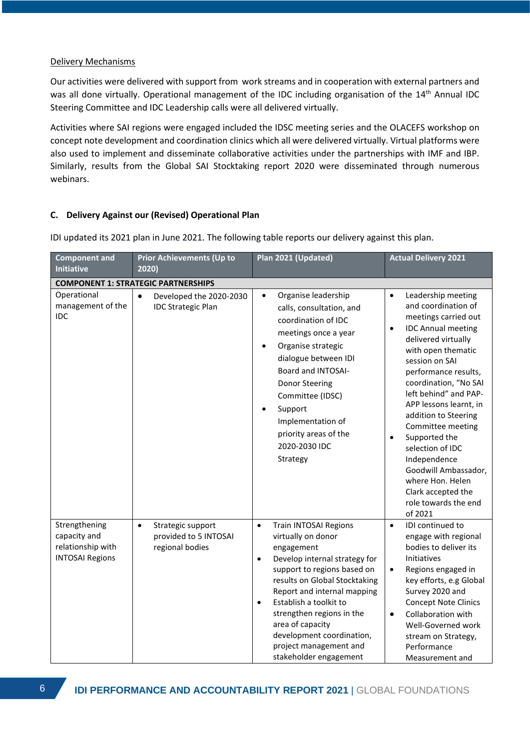Delivery Mechanisms

Our activities were delivered with support from work streams and in cooperation with external partners and was all done virtually. Operational management of the IDC including organisation of the 14th Annual IDC Steering Committee and IDC Leadership calls were all delivered virtually.

Activities where SAI regions were engaged included the IDSC meeting series and the OLACEFS workshop on concept note development and coordination clinics which all were delivered virtually. Virtual platforms were also used to implement and disseminate collaborative activities under the partnerships with IMF and IBP. Similarly, results from the Global SAI Stocktaking report 2020 were disseminated through numerous webinars.

### C. Delivery Against our (Revised) Operational Plan

IDI updated its 2021 plan in June 2021. The following table reports our delivery against this plan.

| Component and Initiative | Prior Achievements (Up to 2020) | Plan 2021 (Updated) | Actual Delivery 2021 |
|---|---|---|---|
| **COMPONENT 1: STRATEGIC PARTNERSHIPS** | | | |
| Operational management of the IDC | • Developed the 2020-2030 IDC Strategic Plan | • Organise leadership calls, consultation, and coordination of IDC meetings once a year<br>• Organise strategic dialogue between IDI Board and INTOSAI-Donor Steering Committee (IDSC)<br>• Support Implementation of priority areas of the 2020-2030 IDC Strategy | • Leadership meeting and coordination of meetings carried out<br>• IDC Annual meeting delivered virtually with open thematic session on SAI performance results, coordination, "No SAI left behind" and PAP-APP lessons learnt, in addition to Steering Committee meeting<br>• Supported the selection of IDC Independence Goodwill Ambassador, where Hon. Helen Clark accepted the role towards the end of 2021 |
| Strengthening capacity and relationship with INTOSAI Regions | • Strategic support provided to 5 INTOSAI regional bodies | • Train INTOSAI Regions virtually on donor engagement<br>• Develop internal strategy for support to regions based on results on Global Stocktaking Report and internal mapping<br>• Establish a toolkit to strengthen regions in the area of capacity development coordination, project management and stakeholder engagement | • IDI continued to engage with regional bodies to deliver its Initiatives<br>• Regions engaged in key efforts, e.g Global Survey 2020 and Concept Note Clinics<br>• Collaboration with Well-Governed work stream on Strategy, Performance Measurement and |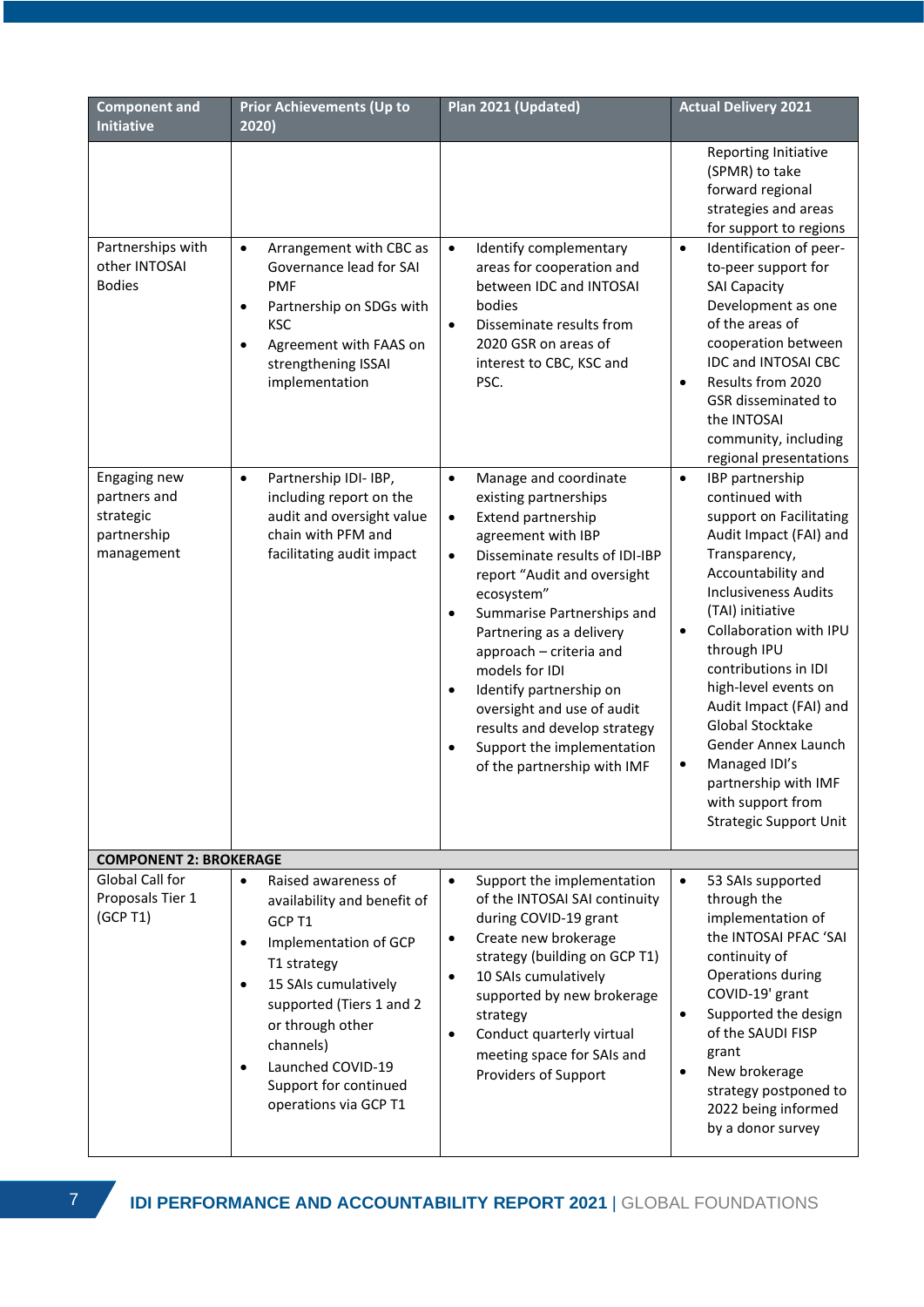| Component and Initiative | Prior Achievements (Up to 2020) | Plan 2021 (Updated) | Actual Delivery 2021 |
|---|---|---|---|
| | | | Reporting Initiative (SPMR) to take forward regional strategies and areas for support to regions |
| Partnerships with other INTOSAI Bodies | • Arrangement with CBC as Governance lead for SAI PMF<br>• Partnership on SDGs with KSC<br>• Agreement with FAAS on strengthening ISSAI implementation | • Identify complementary areas for cooperation and between IDC and INTOSAI bodies<br>• Disseminate results from 2020 GSR on areas of interest to CBC, KSC and PSC. | • Identification of peer-to-peer support for SAI Capacity Development as one of the areas of cooperation between IDC and INTOSAI CBC<br>• Results from 2020 GSR disseminated to the INTOSAI community, including regional presentations |
| Engaging new partners and strategic partnership management | • Partnership IDI- IBP, including report on the audit and oversight value chain with PFM and facilitating audit impact | • Manage and coordinate existing partnerships<br>• Extend partnership agreement with IBP<br>• Disseminate results of IDI-IBP report "Audit and oversight ecosystem"<br>• Summarise Partnerships and Partnering as a delivery approach – criteria and models for IDI<br>• Identify partnership on oversight and use of audit results and develop strategy<br>• Support the implementation of the partnership with IMF | • IBP partnership continued with support on Facilitating Audit Impact (FAI) and Transparency, Accountability and Inclusiveness Audits (TAI) initiative<br>• Collaboration with IPU through IPU contributions in IDI high-level events on Audit Impact (FAI) and Global Stocktake Gender Annex Launch<br>• Managed IDI's partnership with IMF with support from Strategic Support Unit |
| **COMPONENT 2: BROKERAGE** | | | |
| Global Call for Proposals Tier 1 (GCP T1) | • Raised awareness of availability and benefit of GCP T1<br>• Implementation of GCP T1 strategy<br>• 15 SAIs cumulatively supported (Tiers 1 and 2 or through other channels)<br>• Launched COVID-19 Support for continued operations via GCP T1 | • Support the implementation of the INTOSAI SAI continuity during COVID-19 grant<br>• Create new brokerage strategy (building on GCP T1)<br>• 10 SAIs cumulatively supported by new brokerage strategy<br>• Conduct quarterly virtual meeting space for SAIs and Providers of Support | • 53 SAIs supported through the implementation of the INTOSAI PFAC 'SAI continuity of Operations during COVID-19' grant<br>• Supported the design of the SAUDI FISP grant<br>• New brokerage strategy postponed to 2022 being informed by a donor survey |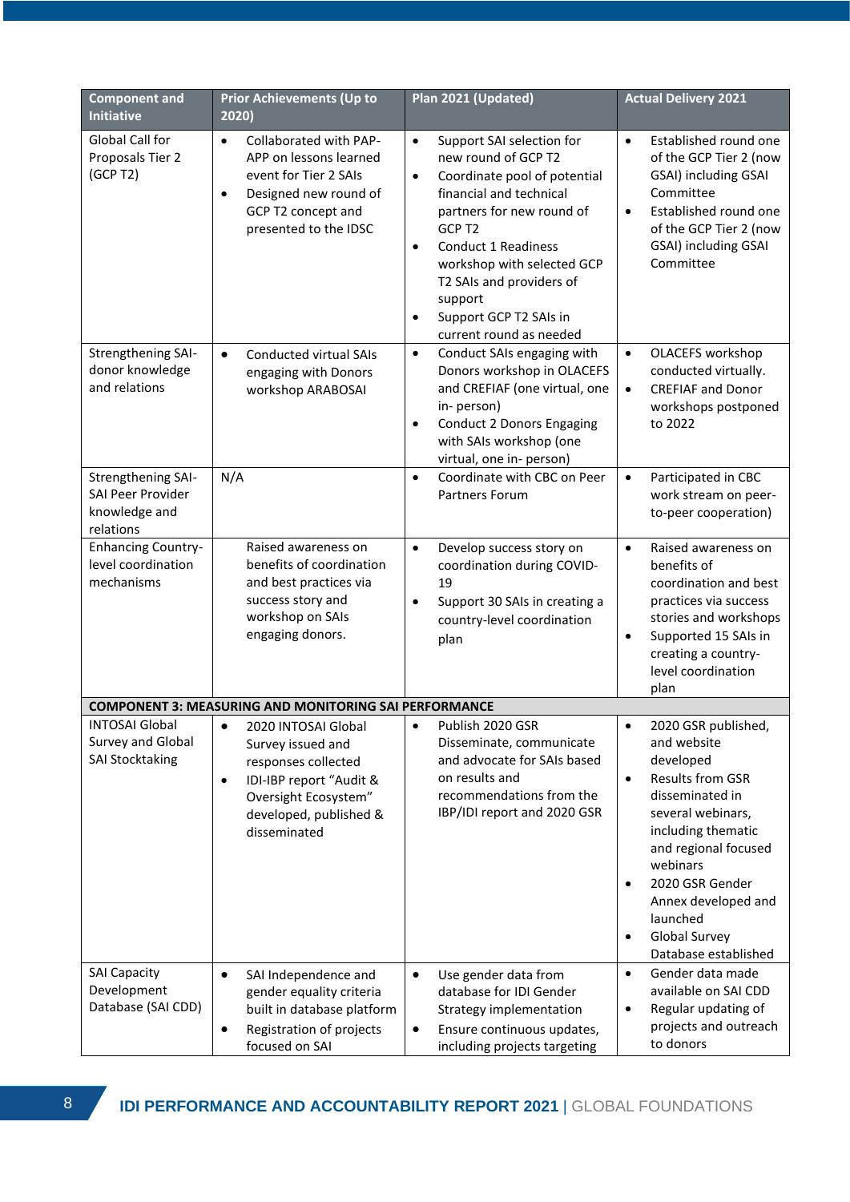| Component and Initiative | Prior Achievements (Up to 2020) | Plan 2021 (Updated) | Actual Delivery 2021 |
|---|---|---|---|
| Global Call for Proposals Tier 2 (GCP T2) | • Collaborated with PAP-APP on lessons learned event for Tier 2 SAIs<br>• Designed new round of GCP T2 concept and presented to the IDSC | • Support SAI selection for new round of GCP T2<br>• Coordinate pool of potential financial and technical partners for new round of GCP T2<br>• Conduct 1 Readiness workshop with selected GCP T2 SAIs and providers of support<br>• Support GCP T2 SAIs in current round as needed | • Established round one of the GCP Tier 2 (now GSAI) including GSAI Committee<br>• Established round one of the GCP Tier 2 (now GSAI) including GSAI Committee |
| Strengthening SAI-donor knowledge and relations | • Conducted virtual SAIs engaging with Donors workshop ARABOSAI | • Conduct SAIs engaging with Donors workshop in OLACEFS and CREFIAF (one virtual, one in- person)<br>• Conduct 2 Donors Engaging with SAIs workshop (one virtual, one in- person) | • OLACEFS workshop conducted virtually.<br>• CREFIAF and Donor workshops postponed to 2022 |
| Strengthening SAI-SAI Peer Provider knowledge and relations | N/A | • Coordinate with CBC on Peer Partners Forum | • Participated in CBC work stream on peer-to-peer cooperation) |
| Enhancing Country-level coordination mechanisms | Raised awareness on benefits of coordination and best practices via success story and workshop on SAIs engaging donors. | • Develop success story on coordination during COVID-19<br>• Support 30 SAIs in creating a country-level coordination plan | • Raised awareness on benefits of coordination and best practices via success stories and workshops<br>• Supported 15 SAIs in creating a country-level coordination plan |
| **COMPONENT 3: MEASURING AND MONITORING SAI PERFORMANCE** | | | |
| INTOSAI Global Survey and Global SAI Stocktaking | • 2020 INTOSAI Global Survey issued and responses collected<br>• IDI-IBP report "Audit & Oversight Ecosystem" developed, published & disseminated | • Publish 2020 GSR Disseminate, communicate and advocate for SAIs based on results and recommendations from the IBP/IDI report and 2020 GSR | • 2020 GSR published, and website developed<br>• Results from GSR disseminated in several webinars, including thematic and regional focused webinars<br>• 2020 GSR Gender Annex developed and launched<br>• Global Survey Database established |
| SAI Capacity Development Database (SAI CDD) | • SAI Independence and gender equality criteria built in database platform<br>• Registration of projects focused on SAI | • Use gender data from database for IDI Gender Strategy implementation<br>• Ensure continuous updates, including projects targeting | • Gender data made available on SAI CDD<br>• Regular updating of projects and outreach to donors |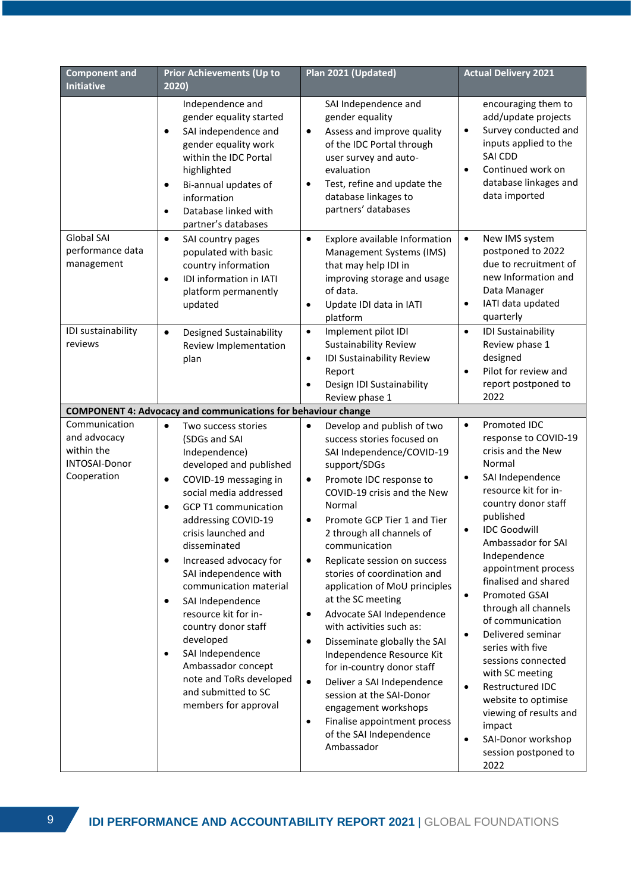| Component and Initiative | Prior Achievements (Up to 2020) | Plan 2021 (Updated) | Actual Delivery 2021 |
|---|---|---|---|
| | Independence and gender equality started<br>• SAI independence and gender equality work within the IDC Portal highlighted<br>• Bi-annual updates of information<br>• Database linked with partner's databases | SAI Independence and gender equality<br>• Assess and improve quality of the IDC Portal through user survey and auto-evaluation<br>• Test, refine and update the database linkages to partners' databases | encouraging them to add/update projects<br>• Survey conducted and inputs applied to the SAI CDD<br>• Continued work on database linkages and data imported |
| Global SAI performance data management | • SAI country pages populated with basic country information<br>• IDI information in IATI platform permanently updated | • Explore available Information Management Systems (IMS) that may help IDI in improving storage and usage of data.<br>• Update IDI data in IATI platform | • New IMS system postponed to 2022 due to recruitment of new Information and Data Manager<br>• IATI data updated quarterly |
| IDI sustainability reviews | • Designed Sustainability Review Implementation plan | • Implement pilot IDI Sustainability Review<br>• IDI Sustainability Review Report<br>• Design IDI Sustainability Review phase 1 | • IDI Sustainability Review phase 1 designed<br>• Pilot for review and report postponed to 2022 |
| **COMPONENT 4: Advocacy and communications for behaviour change** | | | |
| Communication and advocacy within the INTOSAI-Donor Cooperation | • Two success stories (SDGs and SAI Independence) developed and published<br>• COVID-19 messaging in social media addressed<br>• GCP T1 communication addressing COVID-19 crisis launched and disseminated<br>• Increased advocacy for SAI independence with communication material<br>• SAI Independence resource kit for in-country donor staff developed<br>• SAI Independence Ambassador concept note and ToRs developed and submitted to SC members for approval | • Develop and publish of two success stories focused on SAI Independence/COVID-19 support/SDGs<br>• Promote IDC response to COVID-19 crisis and the New Normal<br>• Promote GCP Tier 1 and Tier 2 through all channels of communication<br>• Replicate session on success stories of coordination and application of MoU principles at the SC meeting<br>• Advocate SAI Independence with activities such as:<br>• Disseminate globally the SAI Independence Resource Kit for in-country donor staff<br>• Deliver a SAI Independence session at the SAI-Donor engagement workshops<br>• Finalise appointment process of the SAI Independence Ambassador | • Promoted IDC response to COVID-19 crisis and the New Normal<br>• SAI Independence resource kit for in-country donor staff published<br>• IDC Goodwill Ambassador for SAI Independence appointment process finalised and shared<br>• Promoted GSAI through all channels of communication<br>• Delivered seminar series with five sessions connected with SC meeting<br>• Restructured IDC website to optimise viewing of results and impact<br>• SAI-Donor workshop session postponed to 2022 |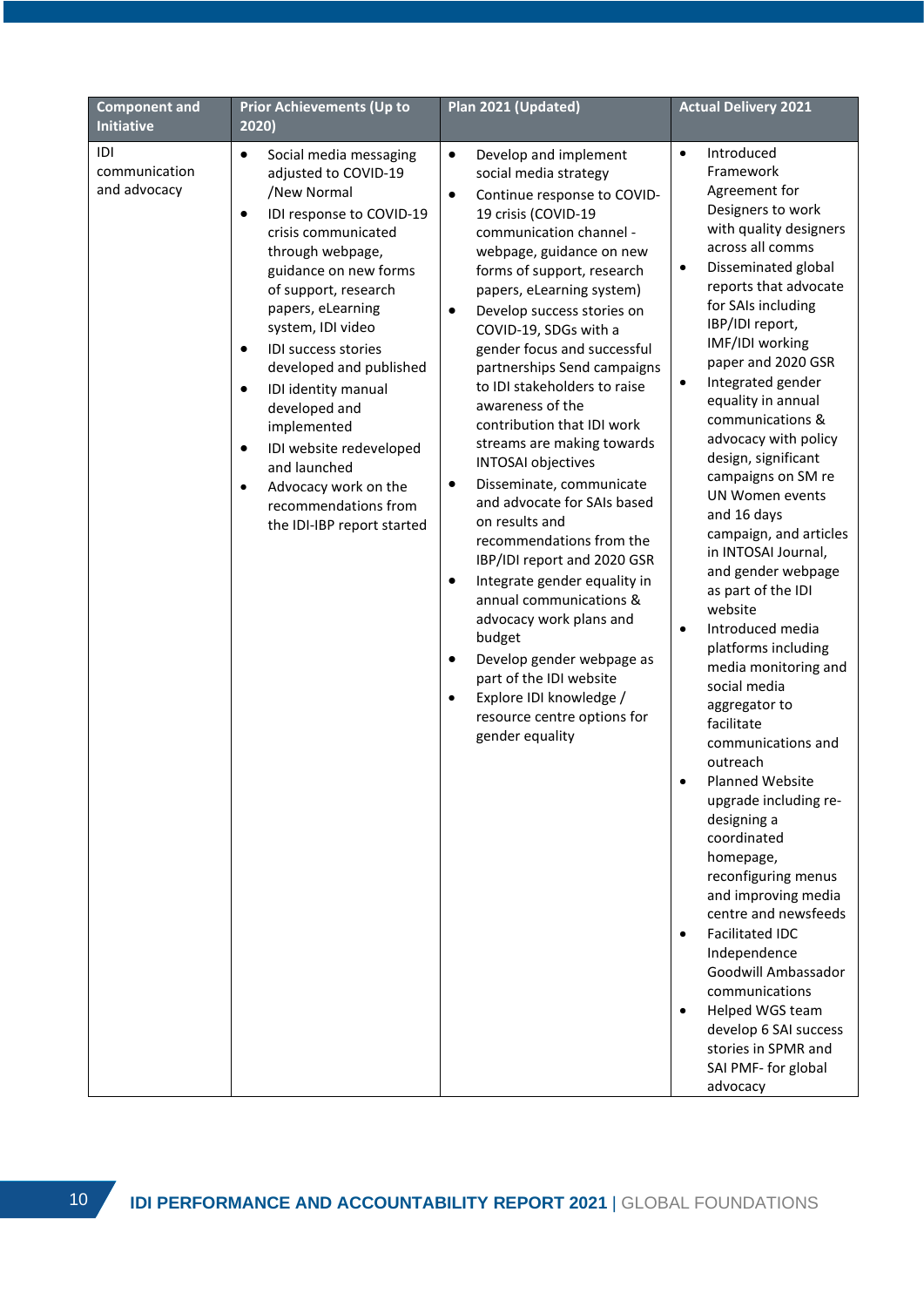| Component and Initiative | Prior Achievements (Up to 2020) | Plan 2021 (Updated) | Actual Delivery 2021 |
|---|---|---|---|
| IDI communication and advocacy | • Social media messaging adjusted to COVID-19 /New Normal<br>• IDI response to COVID-19 crisis communicated through webpage, guidance on new forms of support, research papers, eLearning system, IDI video<br>• IDI success stories developed and published<br>• IDI identity manual developed and implemented<br>• IDI website redeveloped and launched<br>• Advocacy work on the recommendations from the IDI-IBP report started | • Develop and implement social media strategy<br>• Continue response to COVID-19 crisis (COVID-19 communication channel - webpage, guidance on new forms of support, research papers, eLearning system)<br>• Develop success stories on COVID-19, SDGs with a gender focus and successful partnerships Send campaigns to IDI stakeholders to raise awareness of the contribution that IDI work streams are making towards INTOSAI objectives<br>• Disseminate, communicate and advocate for SAIs based on results and recommendations from the IBP/IDI report and 2020 GSR<br>• Integrate gender equality in annual communications & advocacy work plans and budget<br>• Develop gender webpage as part of the IDI website<br>• Explore IDI knowledge / resource centre options for gender equality | • Introduced Framework Agreement for Designers to work with quality designers across all comms<br>• Disseminated global reports that advocate for SAIs including IBP/IDI report, IMF/IDI working paper and 2020 GSR<br>• Integrated gender equality in annual communications & advocacy with policy design, significant campaigns on SM re UN Women events and 16 days campaign, and articles in INTOSAI Journal, and gender webpage as part of the IDI website<br>• Introduced media platforms including media monitoring and social media aggregator to facilitate communications and outreach<br>• Planned Website upgrade including re-designing a coordinated homepage, reconfiguring menus and improving media centre and newsfeeds<br>• Facilitated IDC Independence Goodwill Ambassador communications<br>• Helped WGS team develop 6 SAI success stories in SPMR and SAI PMF- for global advocacy |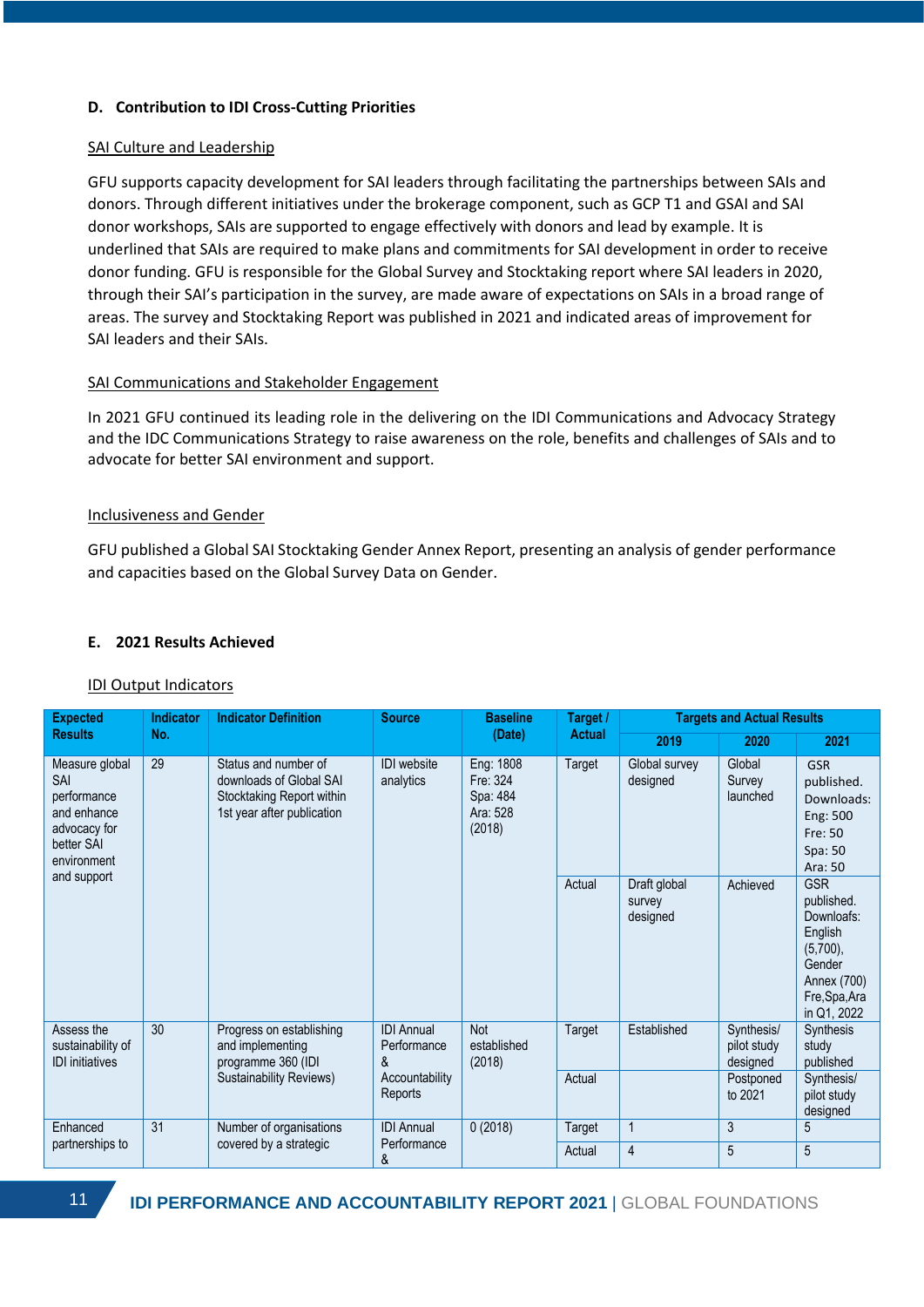## D. Contribution to IDI Cross-Cutting Priorities

SAI Culture and Leadership

GFU supports capacity development for SAI leaders through facilitating the partnerships between SAIs and donors. Through different initiatives under the brokerage component, such as GCP T1 and GSAI and SAI donor workshops, SAIs are supported to engage effectively with donors and lead by example. It is underlined that SAIs are required to make plans and commitments for SAI development in order to receive donor funding. GFU is responsible for the Global Survey and Stocktaking report where SAI leaders in 2020, through their SAI's participation in the survey, are made aware of expectations on SAIs in a broad range of areas. The survey and Stocktaking Report was published in 2021 and indicated areas of improvement for SAI leaders and their SAIs.

SAI Communications and Stakeholder Engagement

In 2021 GFU continued its leading role in the delivering on the IDI Communications and Advocacy Strategy and the IDC Communications Strategy to raise awareness on the role, benefits and challenges of SAIs and to advocate for better SAI environment and support.

Inclusiveness and Gender

GFU published a Global SAI Stocktaking Gender Annex Report, presenting an analysis of gender performance and capacities based on the Global Survey Data on Gender.

## E. 2021 Results Achieved

IDI Output Indicators

| Expected Results | Indicator No. | Indicator Definition | Source | Baseline (Date) | Target / Actual | Targets and Actual Results | | |
|---|---|---|---|---|---|---|---|---|
| | | | | | | 2019 | 2020 | 2021 |
| Measure global SAI performance and enhance advocacy for better SAI environment and support | 29 | Status and number of downloads of Global SAI Stocktaking Report within 1st year after publication | IDI website analytics | Eng: 1808<br>Fre: 324<br>Spa: 484<br>Ara: 528<br>(2018) | Target | Global survey designed | Global Survey launched | GSR published. Downloads:<br>Eng: 500<br>Fre: 50<br>Spa: 50<br>Ara: 50 |
| | | | | | Actual | Draft global survey designed | Achieved | GSR published. Downloafs: English (5,700), Gender Annex (700) Fre,Spa,Ara in Q1, 2022 |
| Assess the sustainability of IDI initiatives | 30 | Progress on establishing and implementing programme 360 (IDI Sustainability Reviews) | IDI Annual Performance & Accountability Reports | Not established (2018) | Target | Established | Synthesis/ pilot study designed | Synthesis study published |
| | | | | | Actual | | Postponed to 2021 | Synthesis/ pilot study designed |
| Enhanced partnerships to | 31 | Number of organisations covered by a strategic | IDI Annual Performance & | 0 (2018) | Target | 1 | 3 | 5 |
| | | | | | Actual | 4 | 5 | 5 |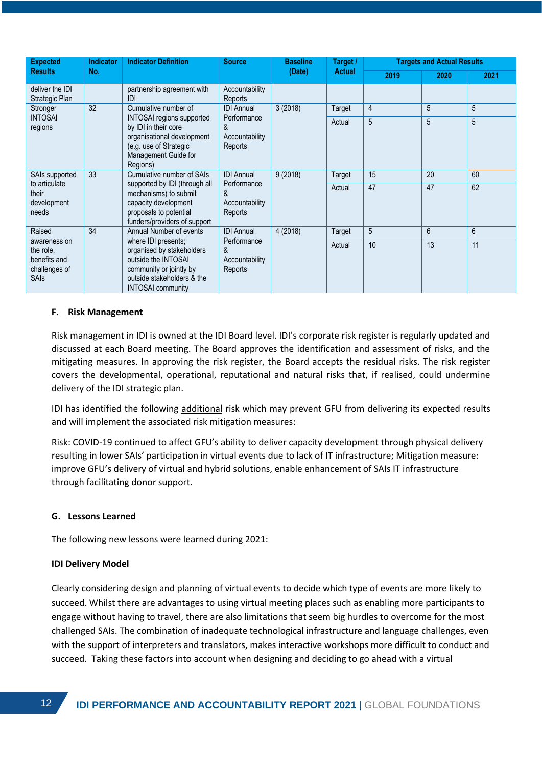| Expected Results | Indicator No. | Indicator Definition | Source | Baseline (Date) | Target / Actual | Targets and Actual Results | | |
|---|---|---|---|---|---|---|---|---|
| | | | | | | 2019 | 2020 | 2021 |
| deliver the IDI Strategic Plan | | partnership agreement with IDI | Accountability Reports | | | | | |
| Stronger INTOSAI regions | 32 | Cumulative number of INTOSAI regions supported by IDI in their core organisational development (e.g. use of Strategic Management Guide for Regions) | IDI Annual Performance & Accountability Reports | 3 (2018) | Target | 4 | 5 | 5 |
| | | | | | Actual | 5 | 5 | 5 |
| SAIs supported to articulate their development needs | 33 | Cumulative number of SAIs supported by IDI (through all mechanisms) to submit capacity development proposals to potential funders/providers of support | IDI Annual Performance & Accountability Reports | 9 (2018) | Target | 15 | 20 | 60 |
| | | | | | Actual | 47 | 47 | 62 |
| Raised awareness on the role, benefits and challenges of SAIs | 34 | Annual Number of events where IDI presents; organised by stakeholders outside the INTOSAI community or jointly by outside stakeholders & the INTOSAI community | IDI Annual Performance & Accountability Reports | 4 (2018) | Target | 5 | 6 | 6 |
| | | | | | Actual | 10 | 13 | 11 |

## F. Risk Management

Risk management in IDI is owned at the IDI Board level. IDI's corporate risk register is regularly updated and discussed at each Board meeting. The Board approves the identification and assessment of risks, and the mitigating measures. In approving the risk register, the Board accepts the residual risks. The risk register covers the developmental, operational, reputational and natural risks that, if realised, could undermine delivery of the IDI strategic plan.

IDI has identified the following additional risk which may prevent GFU from delivering its expected results and will implement the associated risk mitigation measures:

Risk: COVID-19 continued to affect GFU's ability to deliver capacity development through physical delivery resulting in lower SAIs' participation in virtual events due to lack of IT infrastructure; Mitigation measure: improve GFU's delivery of virtual and hybrid solutions, enable enhancement of SAIs IT infrastructure through facilitating donor support.

## G. Lessons Learned

The following new lessons were learned during 2021:

**IDI Delivery Model**

Clearly considering design and planning of virtual events to decide which type of events are more likely to succeed. Whilst there are advantages to using virtual meeting places such as enabling more participants to engage without having to travel, there are also limitations that seem big hurdles to overcome for the most challenged SAIs. The combination of inadequate technological infrastructure and language challenges, even with the support of interpreters and translators, makes interactive workshops more difficult to conduct and succeed. Taking these factors into account when designing and deciding to go ahead with a virtual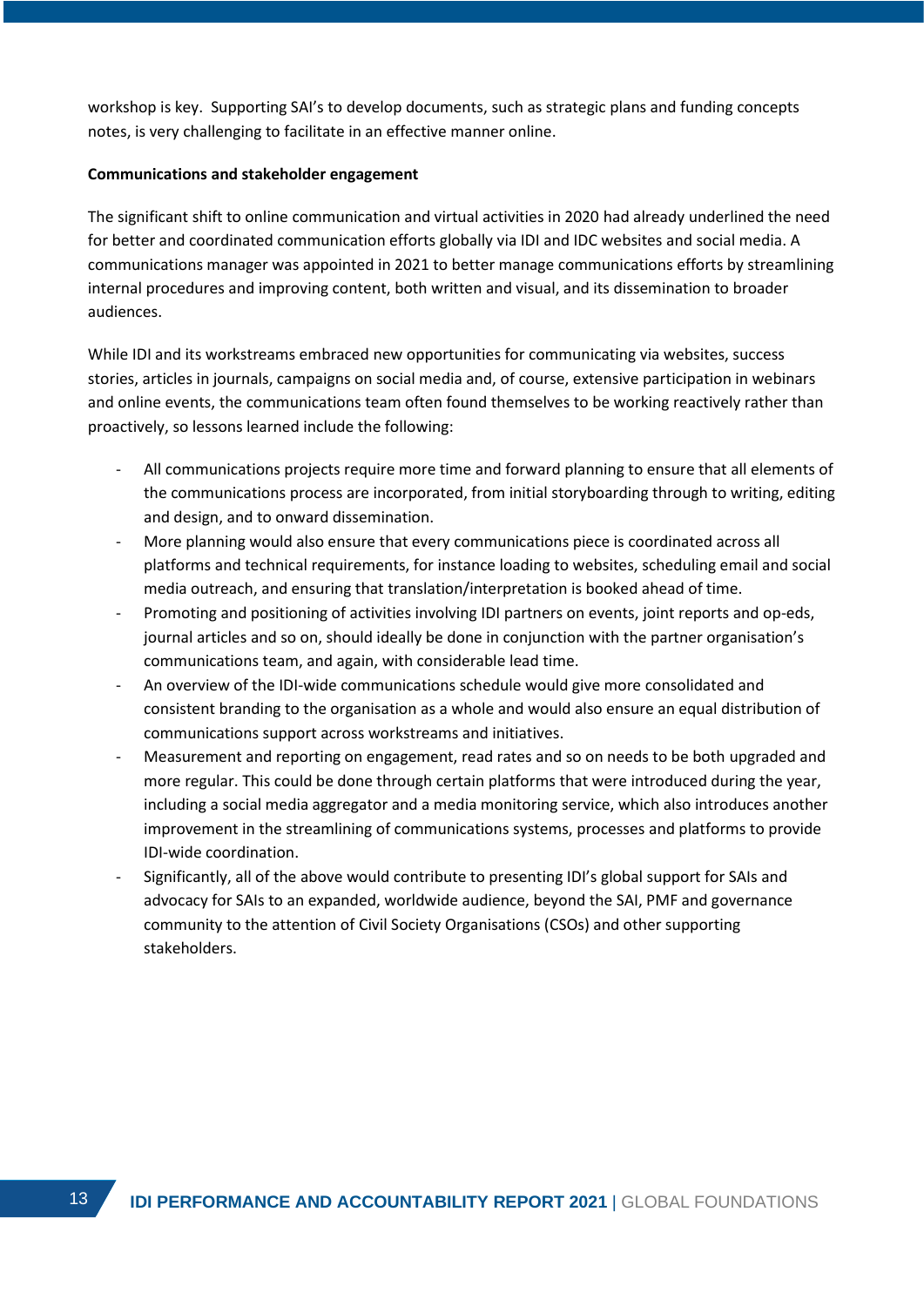workshop is key. Supporting SAI's to develop documents, such as strategic plans and funding concepts notes, is very challenging to facilitate in an effective manner online.

**Communications and stakeholder engagement**

The significant shift to online communication and virtual activities in 2020 had already underlined the need for better and coordinated communication efforts globally via IDI and IDC websites and social media. A communications manager was appointed in 2021 to better manage communications efforts by streamlining internal procedures and improving content, both written and visual, and its dissemination to broader audiences.

While IDI and its workstreams embraced new opportunities for communicating via websites, success stories, articles in journals, campaigns on social media and, of course, extensive participation in webinars and online events, the communications team often found themselves to be working reactively rather than proactively, so lessons learned include the following:

- All communications projects require more time and forward planning to ensure that all elements of the communications process are incorporated, from initial storyboarding through to writing, editing and design, and to onward dissemination.
- More planning would also ensure that every communications piece is coordinated across all platforms and technical requirements, for instance loading to websites, scheduling email and social media outreach, and ensuring that translation/interpretation is booked ahead of time.
- Promoting and positioning of activities involving IDI partners on events, joint reports and op-eds, journal articles and so on, should ideally be done in conjunction with the partner organisation's communications team, and again, with considerable lead time.
- An overview of the IDI-wide communications schedule would give more consolidated and consistent branding to the organisation as a whole and would also ensure an equal distribution of communications support across workstreams and initiatives.
- Measurement and reporting on engagement, read rates and so on needs to be both upgraded and more regular. This could be done through certain platforms that were introduced during the year, including a social media aggregator and a media monitoring service, which also introduces another improvement in the streamlining of communications systems, processes and platforms to provide IDI-wide coordination.
- Significantly, all of the above would contribute to presenting IDI's global support for SAIs and advocacy for SAIs to an expanded, worldwide audience, beyond the SAI, PMF and governance community to the attention of Civil Society Organisations (CSOs) and other supporting stakeholders.